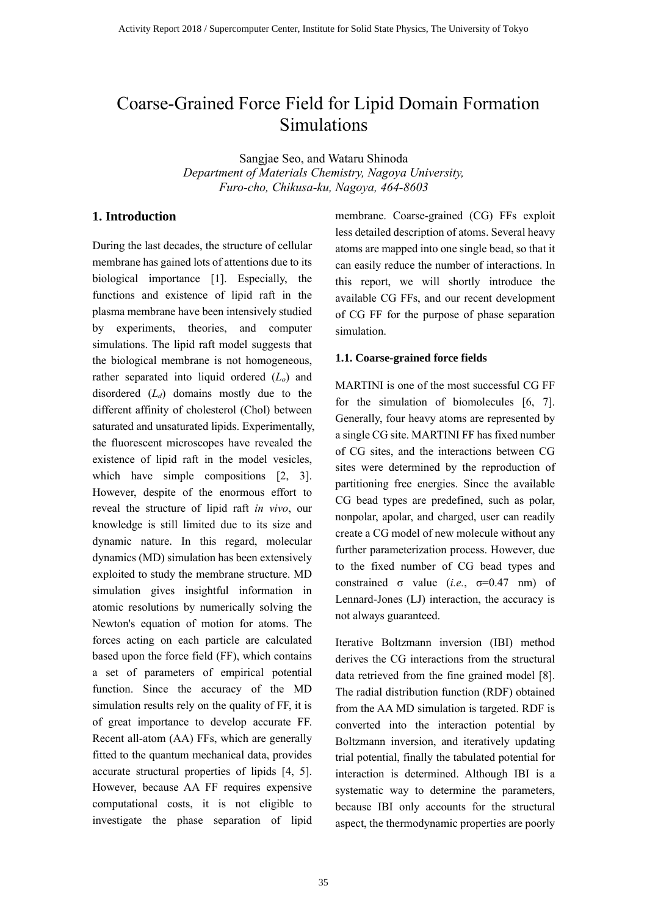# Coarse-Grained Force Field for Lipid Domain Formation Simulations

Sangjae Seo, and Wataru Shinoda

*Department of Materials Chemistry, Nagoya University, Furo-cho, Chikusa-ku, Nagoya, 464-8603*

## 1. Introduction

During the last decades, the structure of cellular membrane has gained lots of attentions due to its biological importance [1]. Especially, the functions and existence of lipid raft in the plasma membrane have been intensively studied by experiments, theories, and computer simulations. The lipid raft model suggests that the biological membrane is not homogeneous, rather separated into liquid ordered ($L_o$) and disordered ($L_d$) domains mostly due to the different affinity of cholesterol (Chol) between saturated and unsaturated lipids. Experimentally, the fluorescent microscopes have revealed the existence of lipid raft in the model vesicles, which have simple compositions [2, 3]. However, despite of the enormous effort to reveal the structure of lipid raft *in vivo*, our knowledge is still limited due to its size and dynamic nature. In this regard, molecular dynamics (MD) simulation has been extensively exploited to study the membrane structure. MD simulation gives insightful information in atomic resolutions by numerically solving the Newton's equation of motion for atoms. The forces acting on each particle are calculated based upon the force field (FF), which contains a set of parameters of empirical potential function. Since the accuracy of the MD simulation results rely on the quality of FF, it is of great importance to develop accurate FF. Recent all-atom (AA) FFs, which are generally fitted to the quantum mechanical data, provides accurate structural properties of lipids [4, 5]. However, because AA FF requires expensive computational costs, it is not eligible to investigate the phase separation of lipid membrane. Coarse-grained (CG) FFs exploit less detailed description of atoms. Several heavy atoms are mapped into one single bead, so that it can easily reduce the number of interactions. In this report, we will shortly introduce the available CG FFs, and our recent development of CG FF for the purpose of phase separation simulation.

### 1.1. Coarse-grained force fields

MARTINI is one of the most successful CG FF for the simulation of biomolecules [6, 7]. Generally, four heavy atoms are represented by a single CG site. MARTINI FF has fixed number of CG sites, and the interactions between CG sites were determined by the reproduction of partitioning free energies. Since the available CG bead types are predefined, such as polar, nonpolar, apolar, and charged, user can readily create a CG model of new molecule without any further parameterization process. However, due to the fixed number of CG bead types and constrained σ value (*i.e.*, σ=0.47 nm) of Lennard-Jones (LJ) interaction, the accuracy is not always guaranteed.

Iterative Boltzmann inversion (IBI) method derives the CG interactions from the structural data retrieved from the fine grained model [8]. The radial distribution function (RDF) obtained from the AA MD simulation is targeted. RDF is converted into the interaction potential by Boltzmann inversion, and iteratively updating trial potential, finally the tabulated potential for interaction is determined. Although IBI is a systematic way to determine the parameters, because IBI only accounts for the structural aspect, the thermodynamic properties are poorly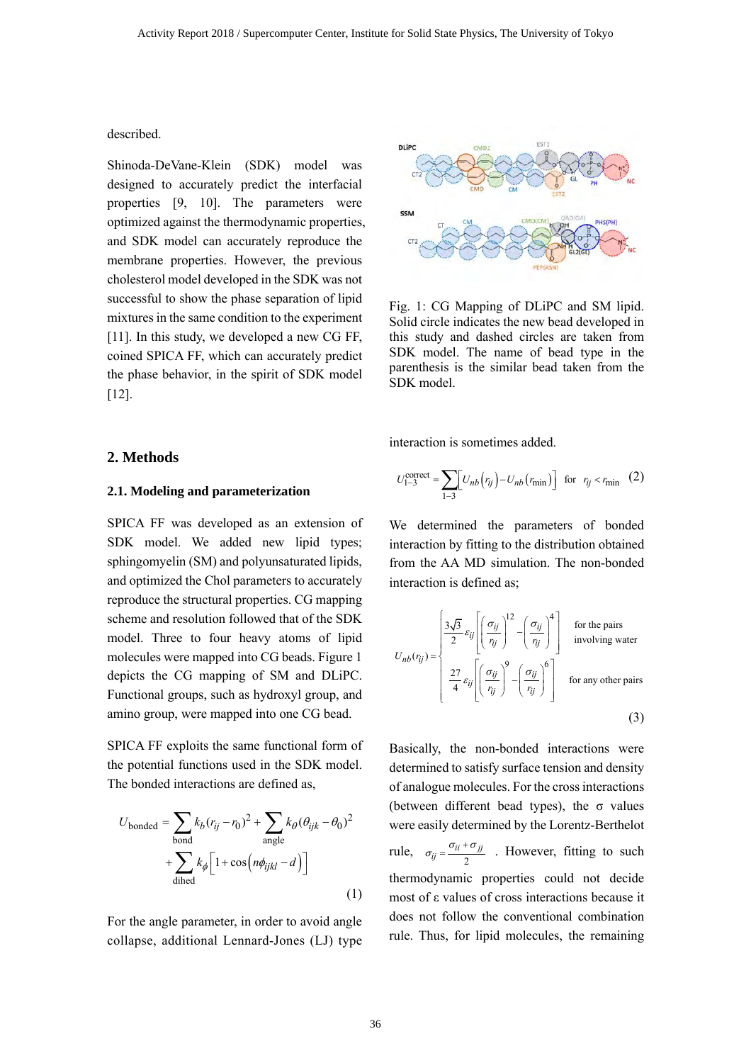described.

Shinoda-DeVane-Klein (SDK) model was designed to accurately predict the interfacial properties [9, 10]. The parameters were optimized against the thermodynamic properties, and SDK model can accurately reproduce the membrane properties. However, the previous cholesterol model developed in the SDK was not successful to show the phase separation of lipid mixtures in the same condition to the experiment [11]. In this study, we developed a new CG FF, coined SPICA FF, which can accurately predict the phase behavior, in the spirit of SDK model [12].

Fig. 1: CG Mapping of DLiPC and SM lipid. Solid circle indicates the new bead developed in this study and dashed circles are taken from SDK model. The name of bead type in the parenthesis is the similar bead taken from the SDK model.

## 2. Methods

### 2.1. Modeling and parameterization

SPICA FF was developed as an extension of SDK model. We added new lipid types; sphingomyelin (SM) and polyunsaturated lipids, and optimized the Chol parameters to accurately reproduce the structural properties. CG mapping scheme and resolution followed that of the SDK model. Three to four heavy atoms of lipid molecules were mapped into CG beads. Figure 1 depicts the CG mapping of SM and DLiPC. Functional groups, such as hydroxyl group, and amino group, were mapped into one CG bead.

SPICA FF exploits the same functional form of the potential functions used in the SDK model. The bonded interactions are defined as,

$$U_{\text{bonded}} = \sum_{\text{bond}} k_b (r_{ij} - r_0)^2 + \sum_{\text{angle}} k_\theta (\theta_{ijk} - \theta_0)^2 + \sum_{\text{dihed}} k_\phi \left[ 1 + \cos\left( n\phi_{ijkl} - d \right) \right] \tag{1}$$

For the angle parameter, in order to avoid angle collapse, additional Lennard-Jones (LJ) type interaction is sometimes added.

$$U_{1-3}^{\text{correct}} = \sum_{1-3} \left[ U_{nb}\left(r_{ij}\right) - U_{nb}\left(r_{\min}\right) \right] \quad \text{for} \quad r_{ij} < r_{\min} \tag{2}$$

We determined the parameters of bonded interaction by fitting to the distribution obtained from the AA MD simulation. The non-bonded interaction is defined as;

$$U_{nb}(r_{ij}) = \begin{cases} \dfrac{3\sqrt{3}}{2} \varepsilon_{ij} \left[ \left( \dfrac{\sigma_{ij}}{r_{ij}} \right)^{12} - \left( \dfrac{\sigma_{ij}}{r_{ij}} \right)^{4} \right] & \text{for the pairs involving water} \\ \dfrac{27}{4} \varepsilon_{ij} \left[ \left( \dfrac{\sigma_{ij}}{r_{ij}} \right)^{9} - \left( \dfrac{\sigma_{ij}}{r_{ij}} \right)^{6} \right] & \text{for any other pairs} \end{cases} \tag{3}$$

Basically, the non-bonded interactions were determined to satisfy surface tension and density of analogue molecules. For the cross interactions (between different bead types), the σ values were easily determined by the Lorentz-Berthelot rule, $\sigma_{ij} = \frac{\sigma_{ii} + \sigma_{jj}}{2}$ . However, fitting to such thermodynamic properties could not decide most of ε values of cross interactions because it does not follow the conventional combination rule. Thus, for lipid molecules, the remaining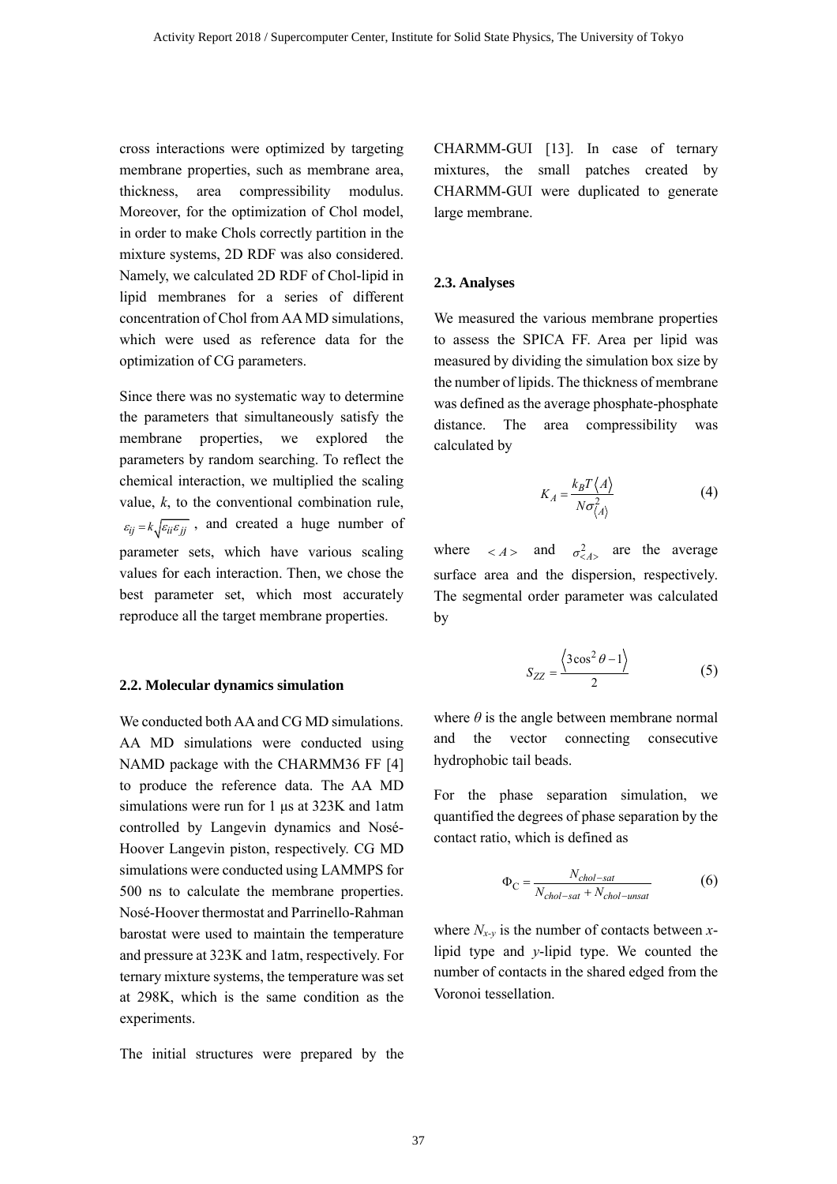cross interactions were optimized by targeting membrane properties, such as membrane area, thickness, area compressibility modulus. Moreover, for the optimization of Chol model, in order to make Chols correctly partition in the mixture systems, 2D RDF was also considered. Namely, we calculated 2D RDF of Chol-lipid in lipid membranes for a series of different concentration of Chol from AA MD simulations, which were used as reference data for the optimization of CG parameters.

Since there was no systematic way to determine the parameters that simultaneously satisfy the membrane properties, we explored the parameters by random searching. To reflect the chemical interaction, we multiplied the scaling value, $k$, to the conventional combination rule, $\varepsilon_{ij} = k\sqrt{\varepsilon_{ii}\varepsilon_{jj}}$, and created a huge number of parameter sets, which have various scaling values for each interaction. Then, we chose the best parameter set, which most accurately reproduce all the target membrane properties.

## 2.2. Molecular dynamics simulation

We conducted both AA and CG MD simulations. AA MD simulations were conducted using NAMD package with the CHARMM36 FF [4] to produce the reference data. The AA MD simulations were run for 1 μs at 323K and 1atm controlled by Langevin dynamics and Nosé-Hoover Langevin piston, respectively. CG MD simulations were conducted using LAMMPS for 500 ns to calculate the membrane properties. Nosé-Hoover thermostat and Parrinello-Rahman barostat were used to maintain the temperature and pressure at 323K and 1atm, respectively. For ternary mixture systems, the temperature was set at 298K, which is the same condition as the experiments.

The initial structures were prepared by the CHARMM-GUI [13]. In case of ternary mixtures, the small patches created by CHARMM-GUI were duplicated to generate large membrane.

## 2.3. Analyses

We measured the various membrane properties to assess the SPICA FF. Area per lipid was measured by dividing the simulation box size by the number of lipids. The thickness of membrane was defined as the average phosphate-phosphate distance. The area compressibility was calculated by

$$K_A = \frac{k_B T \langle A \rangle}{N\sigma^2_{\langle A \rangle}} \tag{4}$$

where $< A >$ and $\sigma^2_{<A>}$ are the average surface area and the dispersion, respectively. The segmental order parameter was calculated by

$$S_{ZZ} = \frac{\langle 3\cos^2\theta - 1 \rangle}{2} \tag{5}$$

where $\theta$ is the angle between membrane normal and the vector connecting consecutive hydrophobic tail beads.

For the phase separation simulation, we quantified the degrees of phase separation by the contact ratio, which is defined as

$$\Phi_C = \frac{N_{chol-sat}}{N_{chol-sat} + N_{chol-unsat}} \tag{6}$$

where $N_{x\text{-}y}$ is the number of contacts between $x$-lipid type and $y$-lipid type. We counted the number of contacts in the shared edged from the Voronoi tessellation.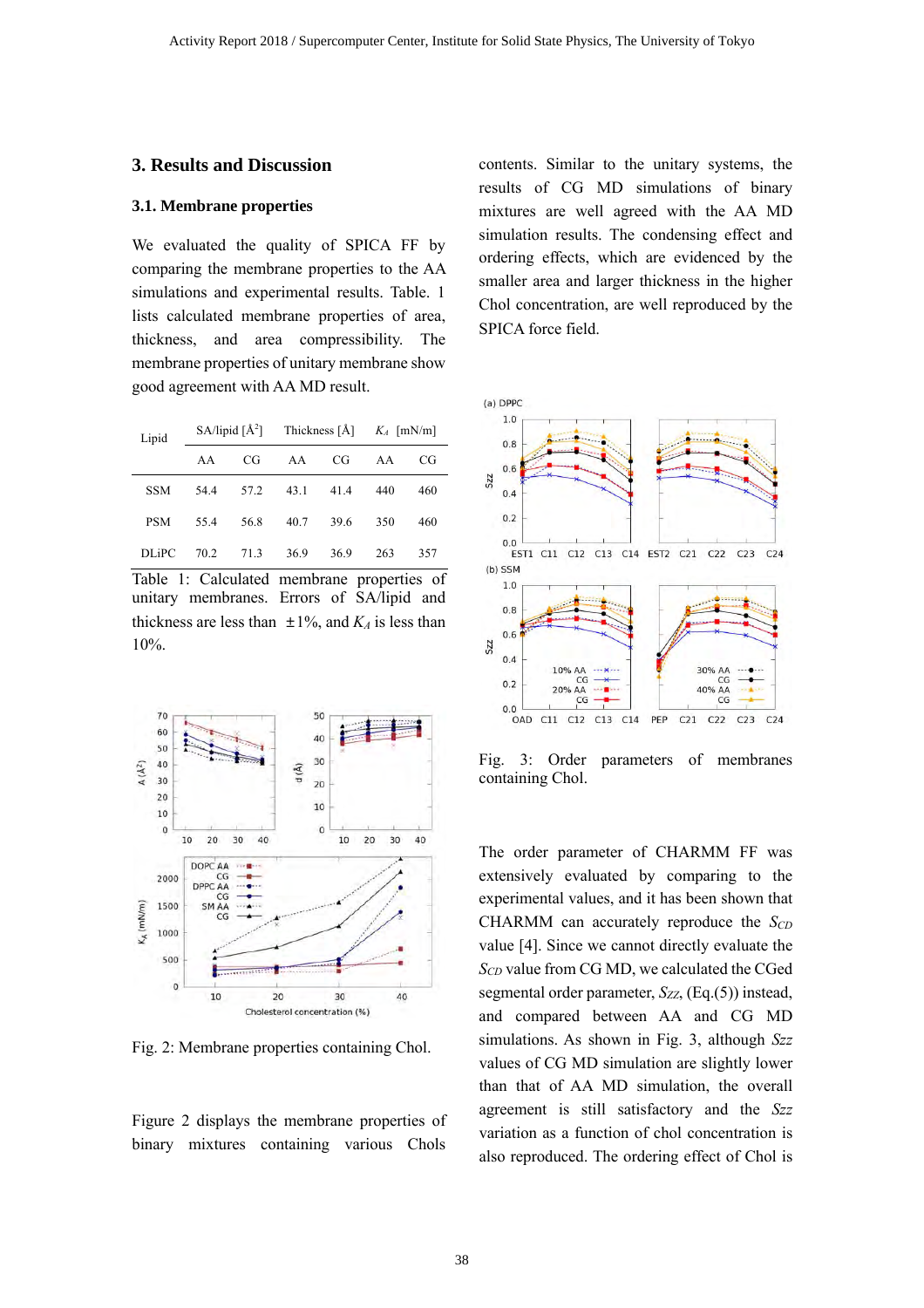## 3. Results and Discussion

### 3.1. Membrane properties

We evaluated the quality of SPICA FF by comparing the membrane properties to the AA simulations and experimental results. Table. 1 lists calculated membrane properties of area, thickness, and area compressibility. The membrane properties of unitary membrane show good agreement with AA MD result.

| Lipid | SA/lipid [Å$^2$] | | Thickness [Å] | | $K_A$ [mN/m] | |
|---|---|---|---|---|---|---|
| | AA | CG | AA | CG | AA | CG |
| SSM | 54.4 | 57.2 | 43.1 | 41.4 | 440 | 460 |
| PSM | 55.4 | 56.8 | 40.7 | 39.6 | 350 | 460 |
| DLiPC | 70.2 | 71.3 | 36.9 | 36.9 | 263 | 357 |

Table 1: Calculated membrane properties of unitary membranes. Errors of SA/lipid and thickness are less than ±1%, and $K_A$ is less than 10%.

Fig. 2: Membrane properties containing Chol.

Figure 2 displays the membrane properties of binary mixtures containing various Chols contents. Similar to the unitary systems, the results of CG MD simulations of binary mixtures are well agreed with the AA MD simulation results. The condensing effect and ordering effects, which are evidenced by the smaller area and larger thickness in the higher Chol concentration, are well reproduced by the SPICA force field.

Fig. 3: Order parameters of membranes containing Chol.

The order parameter of CHARMM FF was extensively evaluated by comparing to the experimental values, and it has been shown that CHARMM can accurately reproduce the $S_{CD}$ value [4]. Since we cannot directly evaluate the $S_{CD}$ value from CG MD, we calculated the CGed segmental order parameter, $S_{ZZ}$, (Eq.(5)) instead, and compared between AA and CG MD simulations. As shown in Fig. 3, although $S_{ZZ}$ values of CG MD simulation are slightly lower than that of AA MD simulation, the overall agreement is still satisfactory and the $S_{ZZ}$ variation as a function of chol concentration is also reproduced. The ordering effect of Chol is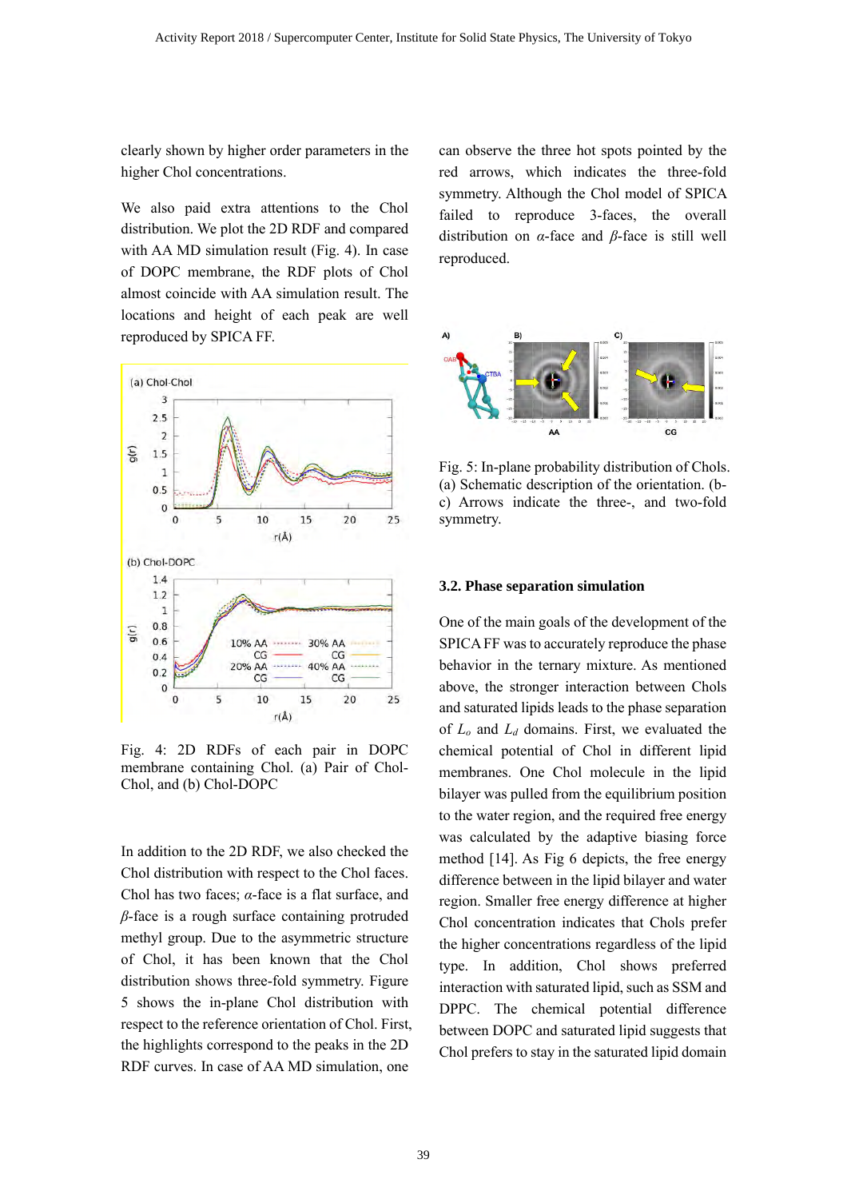clearly shown by higher order parameters in the higher Chol concentrations.

We also paid extra attentions to the Chol distribution. We plot the 2D RDF and compared with AA MD simulation result (Fig. 4). In case of DOPC membrane, the RDF plots of Chol almost coincide with AA simulation result. The locations and height of each peak are well reproduced by SPICA FF.

Fig. 4: 2D RDFs of each pair in DOPC membrane containing Chol. (a) Pair of Chol-Chol, and (b) Chol-DOPC

In addition to the 2D RDF, we also checked the Chol distribution with respect to the Chol faces. Chol has two faces; $\alpha$-face is a flat surface, and $\beta$-face is a rough surface containing protruded methyl group. Due to the asymmetric structure of Chol, it has been known that the Chol distribution shows three-fold symmetry. Figure 5 shows the in-plane Chol distribution with respect to the reference orientation of Chol. First, the highlights correspond to the peaks in the 2D RDF curves. In case of AA MD simulation, one can observe the three hot spots pointed by the red arrows, which indicates the three-fold symmetry. Although the Chol model of SPICA failed to reproduce 3-faces, the overall distribution on $\alpha$-face and $\beta$-face is still well reproduced.

Fig. 5: In-plane probability distribution of Chols. (a) Schematic description of the orientation. (b-c) Arrows indicate the three-, and two-fold symmetry.

### 3.2. Phase separation simulation

One of the main goals of the development of the SPICA FF was to accurately reproduce the phase behavior in the ternary mixture. As mentioned above, the stronger interaction between Chols and saturated lipids leads to the phase separation of $L_o$ and $L_d$ domains. First, we evaluated the chemical potential of Chol in different lipid membranes. One Chol molecule in the lipid bilayer was pulled from the equilibrium position to the water region, and the required free energy was calculated by the adaptive biasing force method [14]. As Fig 6 depicts, the free energy difference between in the lipid bilayer and water region. Smaller free energy difference at higher Chol concentration indicates that Chols prefer the higher concentrations regardless of the lipid type. In addition, Chol shows preferred interaction with saturated lipid, such as SSM and DPPC. The chemical potential difference between DOPC and saturated lipid suggests that Chol prefers to stay in the saturated lipid domain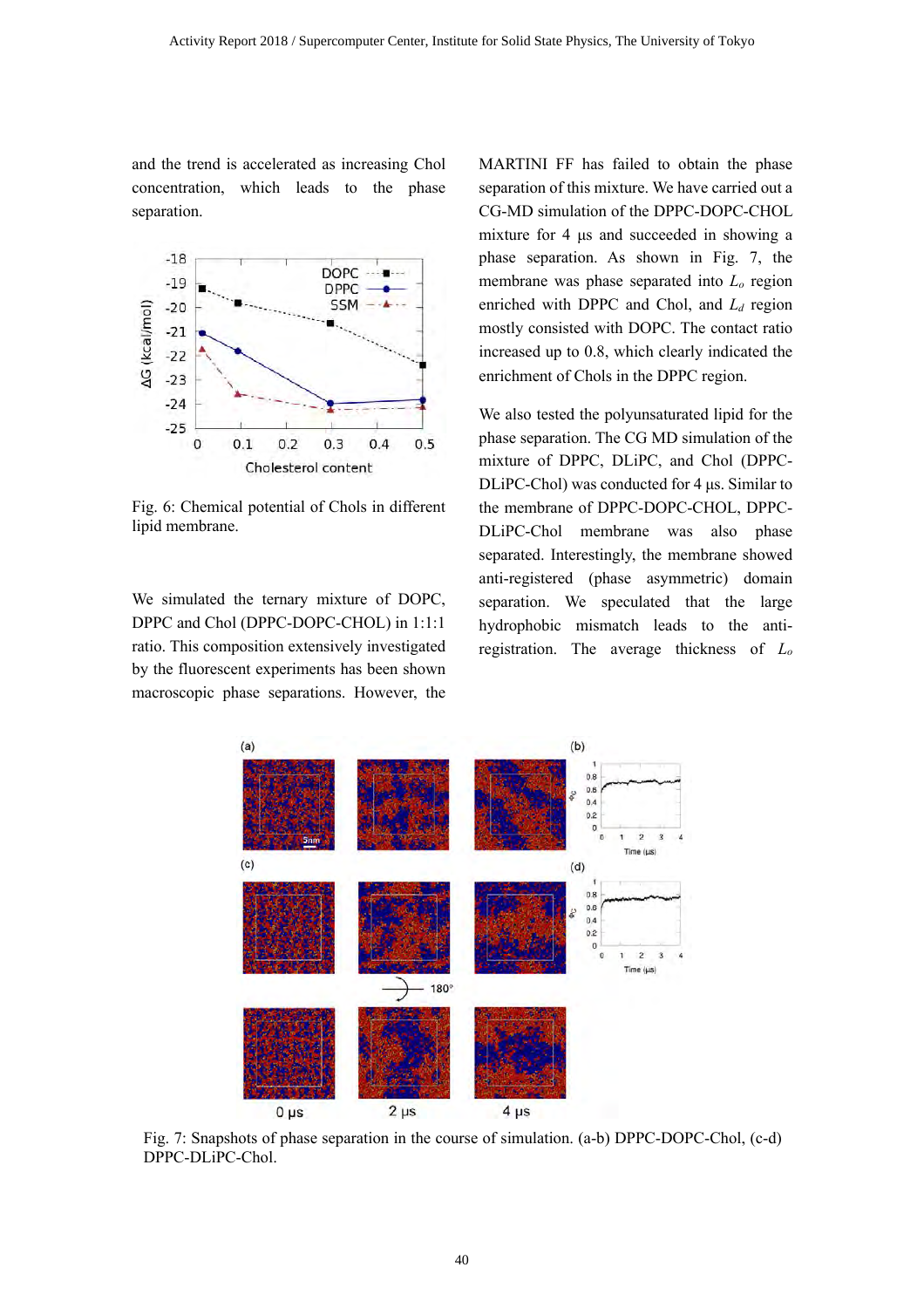and the trend is accelerated as increasing Chol concentration, which leads to the phase separation.

Fig. 6: Chemical potential of Chols in different lipid membrane.

We simulated the ternary mixture of DOPC, DPPC and Chol (DPPC-DOPC-CHOL) in 1:1:1 ratio. This composition extensively investigated by the fluorescent experiments has been shown macroscopic phase separations. However, the MARTINI FF has failed to obtain the phase separation of this mixture. We have carried out a CG-MD simulation of the DPPC-DOPC-CHOL mixture for 4 µs and succeeded in showing a phase separation. As shown in Fig. 7, the membrane was phase separated into $L_o$ region enriched with DPPC and Chol, and $L_d$ region mostly consisted with DOPC. The contact ratio increased up to 0.8, which clearly indicated the enrichment of Chols in the DPPC region.

We also tested the polyunsaturated lipid for the phase separation. The CG MD simulation of the mixture of DPPC, DLiPC, and Chol (DPPC-DLiPC-Chol) was conducted for 4 µs. Similar to the membrane of DPPC-DOPC-CHOL, DPPC-DLiPC-Chol membrane was also phase separated. Interestingly, the membrane showed anti-registered (phase asymmetric) domain separation. We speculated that the large hydrophobic mismatch leads to the anti-registration. The average thickness of $L_o$

Fig. 7: Snapshots of phase separation in the course of simulation. (a-b) DPPC-DOPC-Chol, (c-d) DPPC-DLiPC-Chol.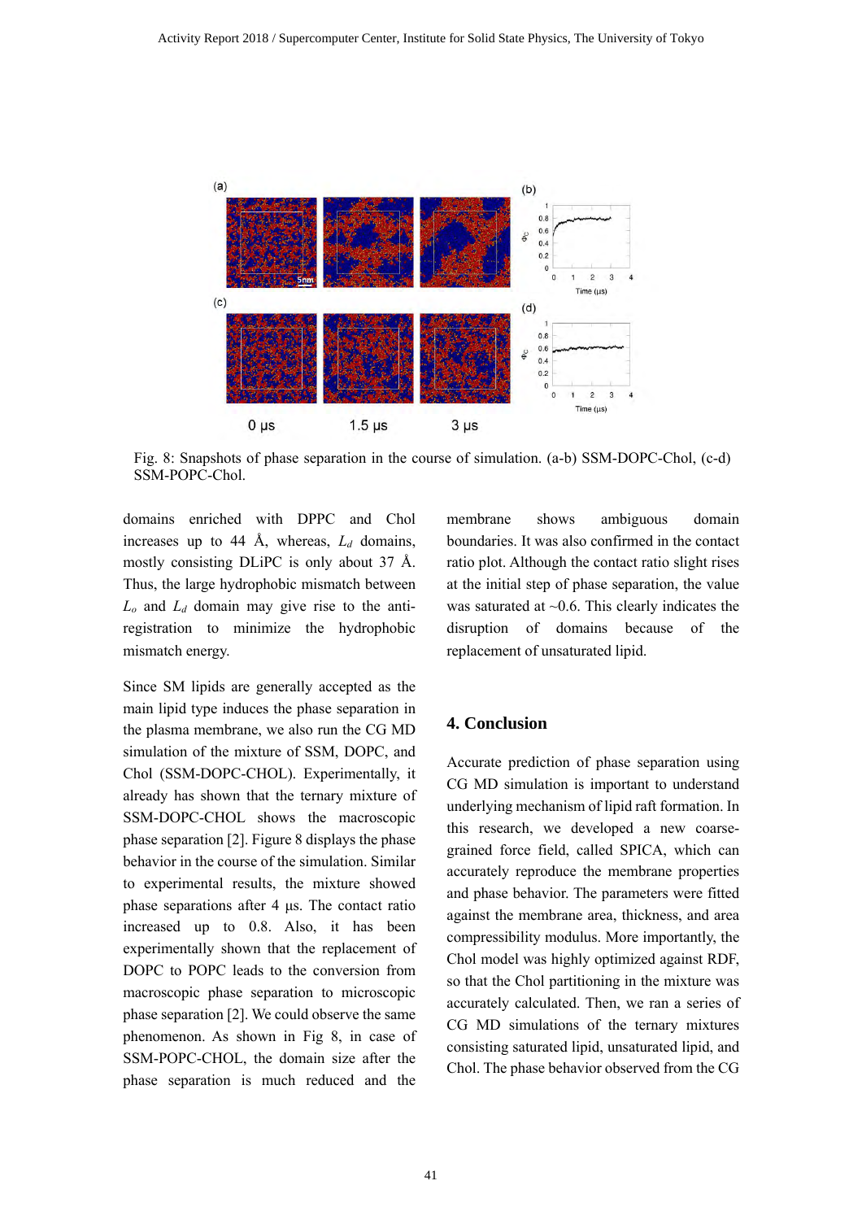Fig. 8: Snapshots of phase separation in the course of simulation. (a-b) SSM-DOPC-Chol, (c-d) SSM-POPC-Chol.

domains enriched with DPPC and Chol increases up to 44 Å, whereas, $L_d$ domains, mostly consisting DLiPC is only about 37 Å. Thus, the large hydrophobic mismatch between $L_o$ and $L_d$ domain may give rise to the anti-registration to minimize the hydrophobic mismatch energy.

Since SM lipids are generally accepted as the main lipid type induces the phase separation in the plasma membrane, we also run the CG MD simulation of the mixture of SSM, DOPC, and Chol (SSM-DOPC-CHOL). Experimentally, it already has shown that the ternary mixture of SSM-DOPC-CHOL shows the macroscopic phase separation [2]. Figure 8 displays the phase behavior in the course of the simulation. Similar to experimental results, the mixture showed phase separations after 4 μs. The contact ratio increased up to 0.8. Also, it has been experimentally shown that the replacement of DOPC to POPC leads to the conversion from macroscopic phase separation to microscopic phase separation [2]. We could observe the same phenomenon. As shown in Fig 8, in case of SSM-POPC-CHOL, the domain size after the phase separation is much reduced and the membrane shows ambiguous domain boundaries. It was also confirmed in the contact ratio plot. Although the contact ratio slight rises at the initial step of phase separation, the value was saturated at ~0.6. This clearly indicates the disruption of domains because of the replacement of unsaturated lipid.

## 4. Conclusion

Accurate prediction of phase separation using CG MD simulation is important to understand underlying mechanism of lipid raft formation. In this research, we developed a new coarse-grained force field, called SPICA, which can accurately reproduce the membrane properties and phase behavior. The parameters were fitted against the membrane area, thickness, and area compressibility modulus. More importantly, the Chol model was highly optimized against RDF, so that the Chol partitioning in the mixture was accurately calculated. Then, we ran a series of CG MD simulations of the ternary mixtures consisting saturated lipid, unsaturated lipid, and Chol. The phase behavior observed from the CG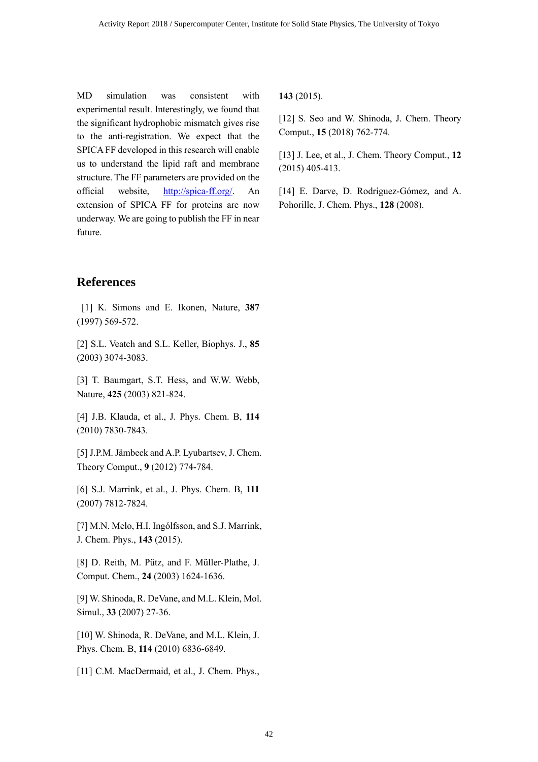MD simulation was consistent with experimental result. Interestingly, we found that the significant hydrophobic mismatch gives rise to the anti-registration. We expect that the SPICA FF developed in this research will enable us to understand the lipid raft and membrane structure. The FF parameters are provided on the official website, http://spica-ff.org/. An extension of SPICA FF for proteins are now underway. We are going to publish the FF in near future.

## References

[1] K. Simons and E. Ikonen, Nature, **387** (1997) 569-572.

[2] S.L. Veatch and S.L. Keller, Biophys. J., **85** (2003) 3074-3083.

[3] T. Baumgart, S.T. Hess, and W.W. Webb, Nature, **425** (2003) 821-824.

[4] J.B. Klauda, et al., J. Phys. Chem. B, **114** (2010) 7830-7843.

[5] J.P.M. Jämbeck and A.P. Lyubartsev, J. Chem. Theory Comput., **9** (2012) 774-784.

[6] S.J. Marrink, et al., J. Phys. Chem. B, **111** (2007) 7812-7824.

[7] M.N. Melo, H.I. Ingólfsson, and S.J. Marrink, J. Chem. Phys., **143** (2015).

[8] D. Reith, M. Pütz, and F. Müller-Plathe, J. Comput. Chem., **24** (2003) 1624-1636.

[9] W. Shinoda, R. DeVane, and M.L. Klein, Mol. Simul., **33** (2007) 27-36.

[10] W. Shinoda, R. DeVane, and M.L. Klein, J. Phys. Chem. B, **114** (2010) 6836-6849.

[11] C.M. MacDermaid, et al., J. Chem. Phys., **143** (2015).

[12] S. Seo and W. Shinoda, J. Chem. Theory Comput., **15** (2018) 762-774.

[13] J. Lee, et al., J. Chem. Theory Comput., **12** (2015) 405-413.

[14] E. Darve, D. Rodríguez-Gómez, and A. Pohorille, J. Chem. Phys., **128** (2008).